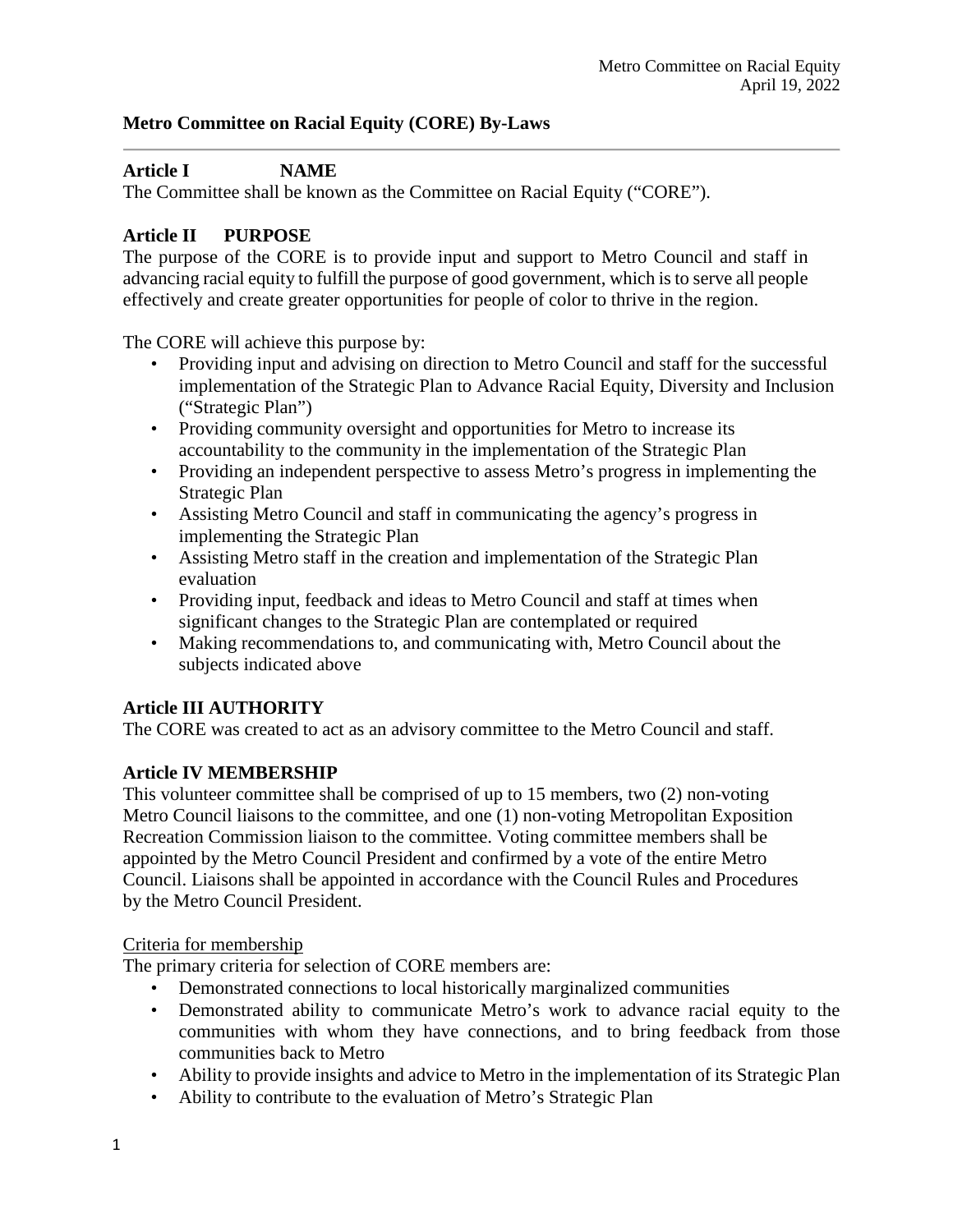Metro Committee on Racial Equity
April 19, 2022

# Metro Committee on Racial Equity (CORE) By-Laws

---

## Article I NAME

The Committee shall be known as the Committee on Racial Equity ("CORE").

## Article II PURPOSE

The purpose of the CORE is to provide input and support to Metro Council and staff in advancing racial equity to fulfill the purpose of good government, which is to serve all people effectively and create greater opportunities for people of color to thrive in the region.

The CORE will achieve this purpose by:

- Providing input and advising on direction to Metro Council and staff for the successful implementation of the Strategic Plan to Advance Racial Equity, Diversity and Inclusion ("Strategic Plan")
- Providing community oversight and opportunities for Metro to increase its accountability to the community in the implementation of the Strategic Plan
- Providing an independent perspective to assess Metro's progress in implementing the Strategic Plan
- Assisting Metro Council and staff in communicating the agency's progress in implementing the Strategic Plan
- Assisting Metro staff in the creation and implementation of the Strategic Plan evaluation
- Providing input, feedback and ideas to Metro Council and staff at times when significant changes to the Strategic Plan are contemplated or required
- Making recommendations to, and communicating with, Metro Council about the subjects indicated above

## Article III AUTHORITY

The CORE was created to act as an advisory committee to the Metro Council and staff.

## Article IV MEMBERSHIP

This volunteer committee shall be comprised of up to 15 members, two (2) non-voting Metro Council liaisons to the committee, and one (1) non-voting Metropolitan Exposition Recreation Commission liaison to the committee. Voting committee members shall be appointed by the Metro Council President and confirmed by a vote of the entire Metro Council. Liaisons shall be appointed in accordance with the Council Rules and Procedures by the Metro Council President.

<u>Criteria for membership</u>

The primary criteria for selection of CORE members are:

- Demonstrated connections to local historically marginalized communities
- Demonstrated ability to communicate Metro's work to advance racial equity to the communities with whom they have connections, and to bring feedback from those communities back to Metro
- Ability to provide insights and advice to Metro in the implementation of its Strategic Plan
- Ability to contribute to the evaluation of Metro's Strategic Plan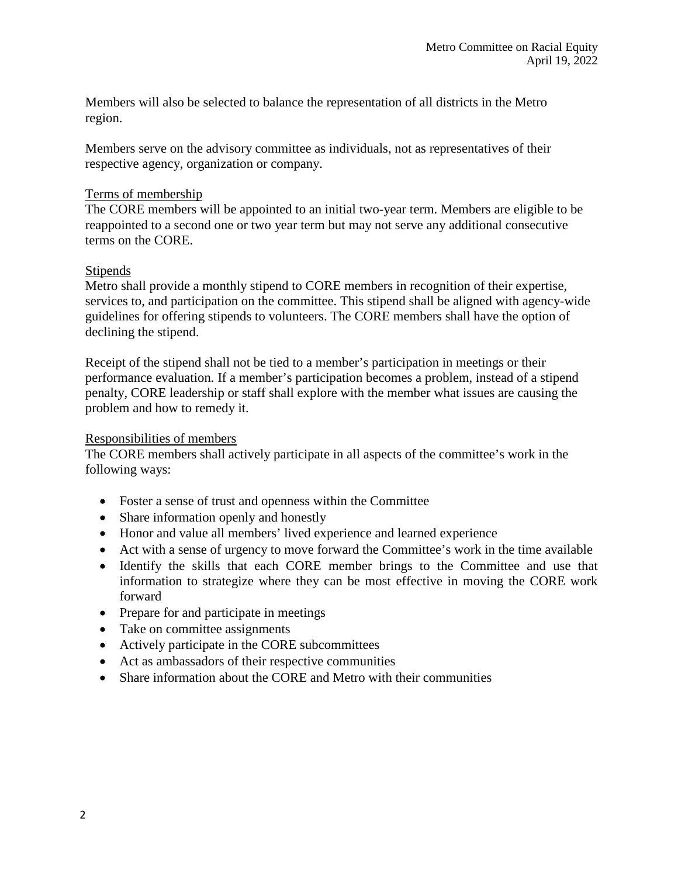Members will also be selected to balance the representation of all districts in the Metro region.

Members serve on the advisory committee as individuals, not as representatives of their respective agency, organization or company.

### Terms of membership

The CORE members will be appointed to an initial two-year term. Members are eligible to be reappointed to a second one or two year term but may not serve any additional consecutive terms on the CORE.

### Stipends

Metro shall provide a monthly stipend to CORE members in recognition of their expertise, services to, and participation on the committee. This stipend shall be aligned with agency-wide guidelines for offering stipends to volunteers. The CORE members shall have the option of declining the stipend.

Receipt of the stipend shall not be tied to a member's participation in meetings or their performance evaluation. If a member's participation becomes a problem, instead of a stipend penalty, CORE leadership or staff shall explore with the member what issues are causing the problem and how to remedy it.

### Responsibilities of members

The CORE members shall actively participate in all aspects of the committee's work in the following ways:

- Foster a sense of trust and openness within the Committee
- Share information openly and honestly
- Honor and value all members' lived experience and learned experience
- Act with a sense of urgency to move forward the Committee's work in the time available
- Identify the skills that each CORE member brings to the Committee and use that information to strategize where they can be most effective in moving the CORE work forward
- Prepare for and participate in meetings
- Take on committee assignments
- Actively participate in the CORE subcommittees
- Act as ambassadors of their respective communities
- Share information about the CORE and Metro with their communities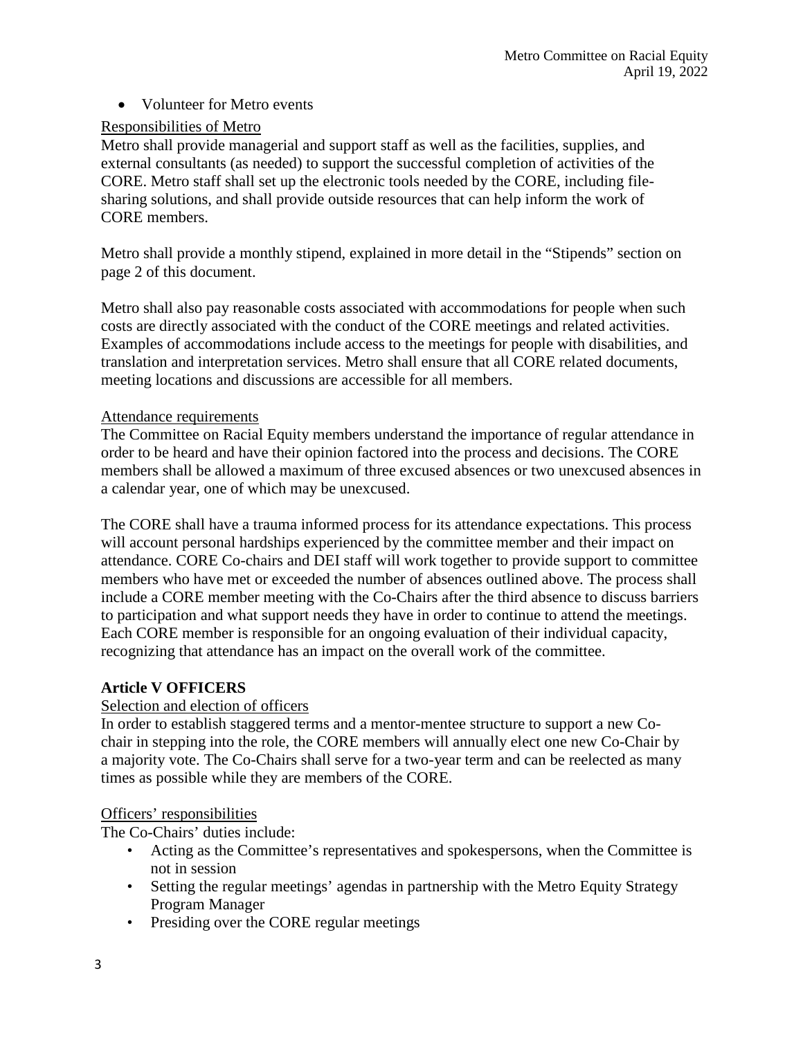- Volunteer for Metro events

<u>Responsibilities of Metro</u>

Metro shall provide managerial and support staff as well as the facilities, supplies, and external consultants (as needed) to support the successful completion of activities of the CORE. Metro staff shall set up the electronic tools needed by the CORE, including file-sharing solutions, and shall provide outside resources that can help inform the work of CORE members.

Metro shall provide a monthly stipend, explained in more detail in the "Stipends" section on page 2 of this document.

Metro shall also pay reasonable costs associated with accommodations for people when such costs are directly associated with the conduct of the CORE meetings and related activities. Examples of accommodations include access to the meetings for people with disabilities, and translation and interpretation services. Metro shall ensure that all CORE related documents, meeting locations and discussions are accessible for all members.

<u>Attendance requirements</u>

The Committee on Racial Equity members understand the importance of regular attendance in order to be heard and have their opinion factored into the process and decisions. The CORE members shall be allowed a maximum of three excused absences or two unexcused absences in a calendar year, one of which may be unexcused.

The CORE shall have a trauma informed process for its attendance expectations. This process will account personal hardships experienced by the committee member and their impact on attendance. CORE Co-chairs and DEI staff will work together to provide support to committee members who have met or exceeded the number of absences outlined above. The process shall include a CORE member meeting with the Co-Chairs after the third absence to discuss barriers to participation and what support needs they have in order to continue to attend the meetings. Each CORE member is responsible for an ongoing evaluation of their individual capacity, recognizing that attendance has an impact on the overall work of the committee.

## Article V OFFICERS

<u>Selection and election of officers</u>

In order to establish staggered terms and a mentor-mentee structure to support a new Co-chair in stepping into the role, the CORE members will annually elect one new Co-Chair by a majority vote. The Co-Chairs shall serve for a two-year term and can be reelected as many times as possible while they are members of the CORE.

<u>Officers' responsibilities</u>

The Co-Chairs' duties include:

- Acting as the Committee's representatives and spokespersons, when the Committee is not in session
- Setting the regular meetings' agendas in partnership with the Metro Equity Strategy Program Manager
- Presiding over the CORE regular meetings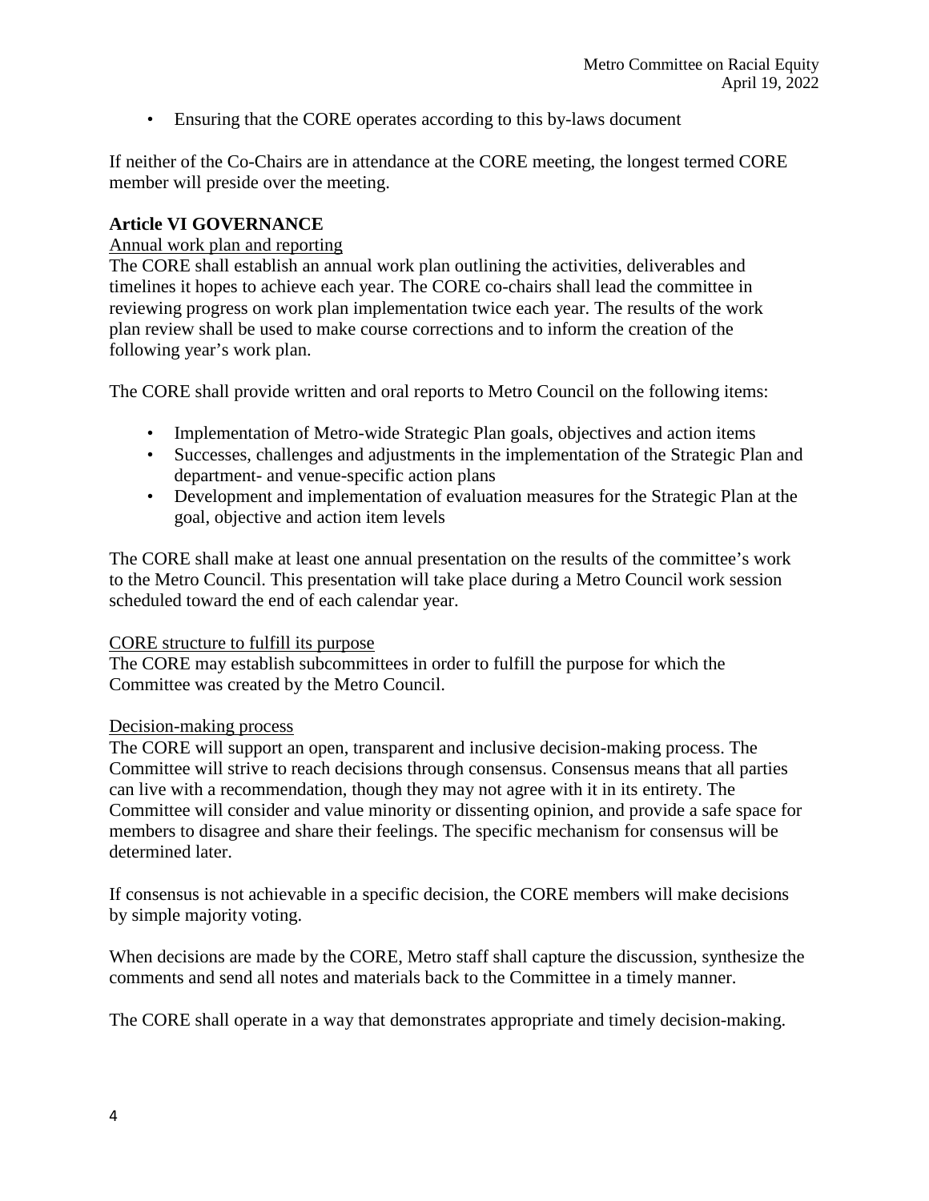- Ensuring that the CORE operates according to this by-laws document

If neither of the Co-Chairs are in attendance at the CORE meeting, the longest termed CORE member will preside over the meeting.

## Article VI GOVERNANCE

Annual work plan and reporting

The CORE shall establish an annual work plan outlining the activities, deliverables and timelines it hopes to achieve each year. The CORE co-chairs shall lead the committee in reviewing progress on work plan implementation twice each year. The results of the work plan review shall be used to make course corrections and to inform the creation of the following year's work plan.

The CORE shall provide written and oral reports to Metro Council on the following items:

- Implementation of Metro-wide Strategic Plan goals, objectives and action items
- Successes, challenges and adjustments in the implementation of the Strategic Plan and department- and venue-specific action plans
- Development and implementation of evaluation measures for the Strategic Plan at the goal, objective and action item levels

The CORE shall make at least one annual presentation on the results of the committee's work to the Metro Council. This presentation will take place during a Metro Council work session scheduled toward the end of each calendar year.

CORE structure to fulfill its purpose

The CORE may establish subcommittees in order to fulfill the purpose for which the Committee was created by the Metro Council.

Decision-making process

The CORE will support an open, transparent and inclusive decision-making process. The Committee will strive to reach decisions through consensus. Consensus means that all parties can live with a recommendation, though they may not agree with it in its entirety. The Committee will consider and value minority or dissenting opinion, and provide a safe space for members to disagree and share their feelings. The specific mechanism for consensus will be determined later.

If consensus is not achievable in a specific decision, the CORE members will make decisions by simple majority voting.

When decisions are made by the CORE, Metro staff shall capture the discussion, synthesize the comments and send all notes and materials back to the Committee in a timely manner.

The CORE shall operate in a way that demonstrates appropriate and timely decision-making.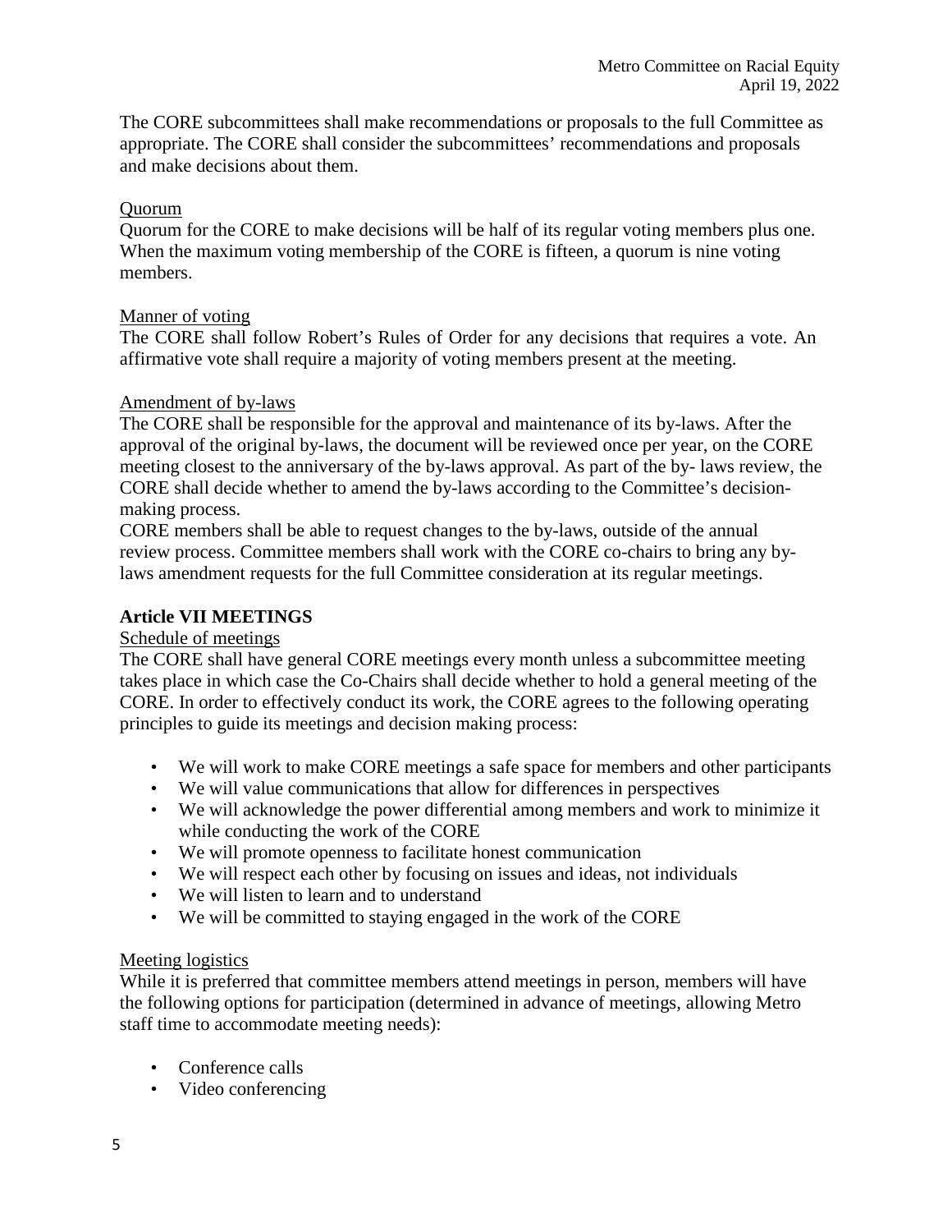The CORE subcommittees shall make recommendations or proposals to the full Committee as appropriate. The CORE shall consider the subcommittees' recommendations and proposals and make decisions about them.

Quorum

Quorum for the CORE to make decisions will be half of its regular voting members plus one. When the maximum voting membership of the CORE is fifteen, a quorum is nine voting members.

Manner of voting

The CORE shall follow Robert's Rules of Order for any decisions that requires a vote. An affirmative vote shall require a majority of voting members present at the meeting.

Amendment of by-laws

The CORE shall be responsible for the approval and maintenance of its by-laws. After the approval of the original by-laws, the document will be reviewed once per year, on the CORE meeting closest to the anniversary of the by-laws approval. As part of the by- laws review, the CORE shall decide whether to amend the by-laws according to the Committee's decision-making process.

CORE members shall be able to request changes to the by-laws, outside of the annual review process. Committee members shall work with the CORE co-chairs to bring any by-laws amendment requests for the full Committee consideration at its regular meetings.

**Article VII MEETINGS**

Schedule of meetings

The CORE shall have general CORE meetings every month unless a subcommittee meeting takes place in which case the Co-Chairs shall decide whether to hold a general meeting of the CORE. In order to effectively conduct its work, the CORE agrees to the following operating principles to guide its meetings and decision making process:

- We will work to make CORE meetings a safe space for members and other participants
- We will value communications that allow for differences in perspectives
- We will acknowledge the power differential among members and work to minimize it while conducting the work of the CORE
- We will promote openness to facilitate honest communication
- We will respect each other by focusing on issues and ideas, not individuals
- We will listen to learn and to understand
- We will be committed to staying engaged in the work of the CORE

Meeting logistics

While it is preferred that committee members attend meetings in person, members will have the following options for participation (determined in advance of meetings, allowing Metro staff time to accommodate meeting needs):

- Conference calls
- Video conferencing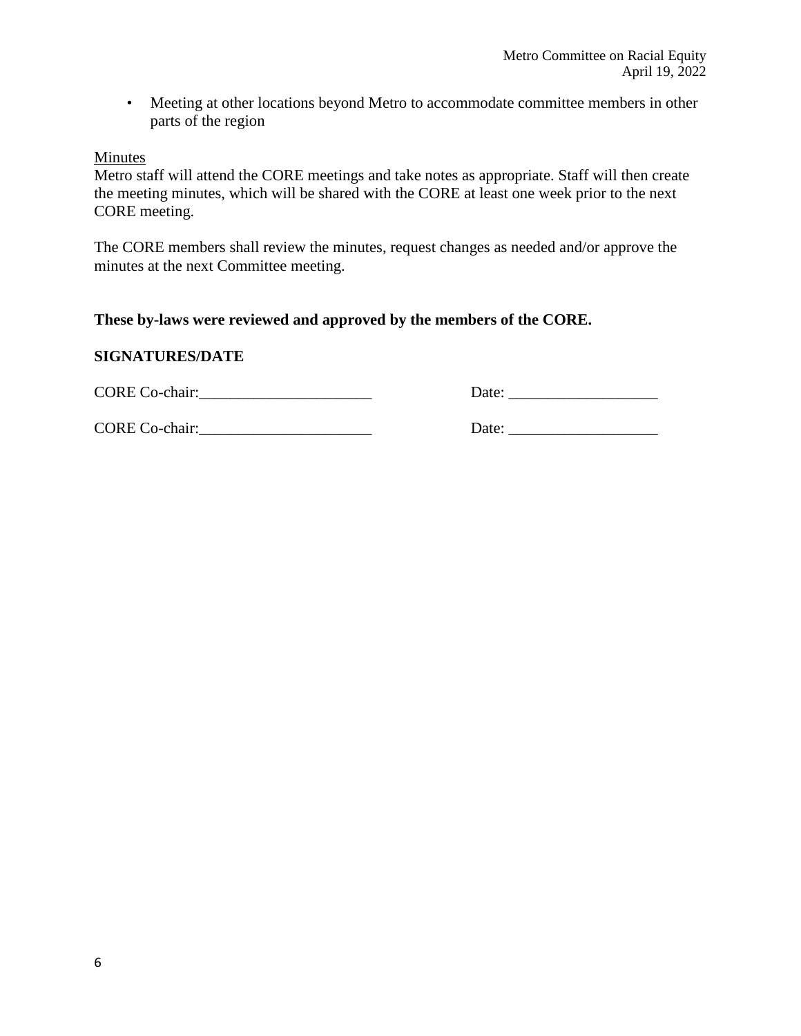- Meeting at other locations beyond Metro to accommodate committee members in other parts of the region

<u>Minutes</u>
Metro staff will attend the CORE meetings and take notes as appropriate. Staff will then create the meeting minutes, which will be shared with the CORE at least one week prior to the next CORE meeting.

The CORE members shall review the minutes, request changes as needed and/or approve the minutes at the next Committee meeting.

**These by-laws were reviewed and approved by the members of the CORE.**

**SIGNATURES/DATE**

CORE Co-chair:______________________ Date: ___________________

CORE Co-chair:______________________ Date: ___________________